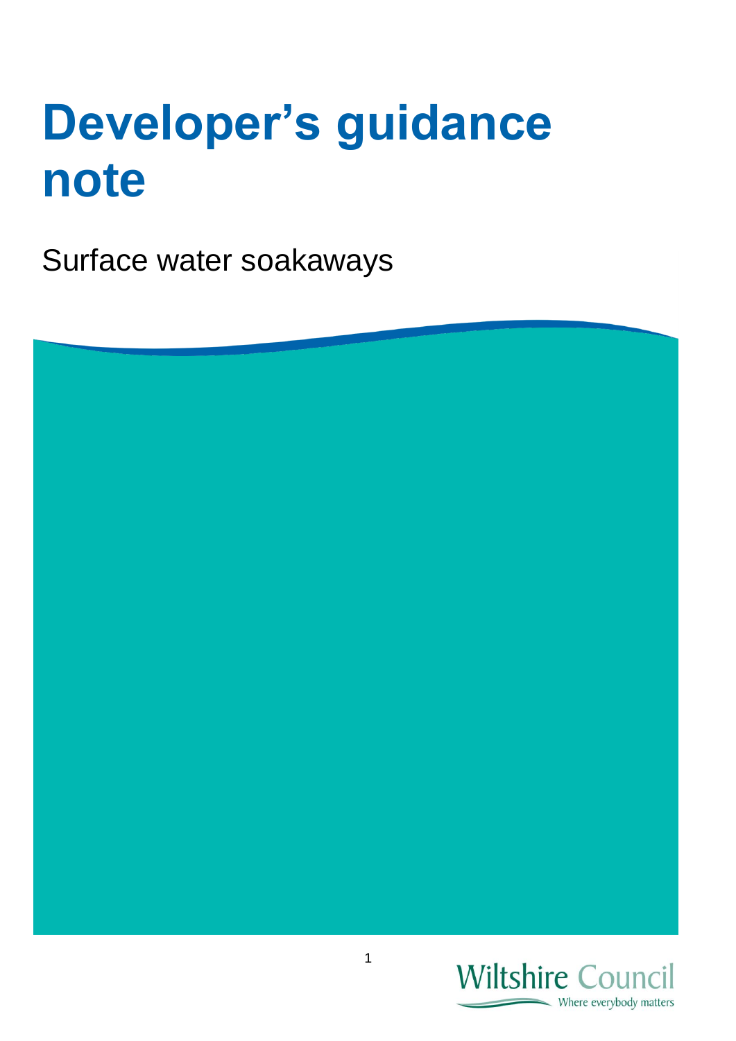# Developer's guidance note

Surface water soakaways

Wiltshire Council

Where everybody matters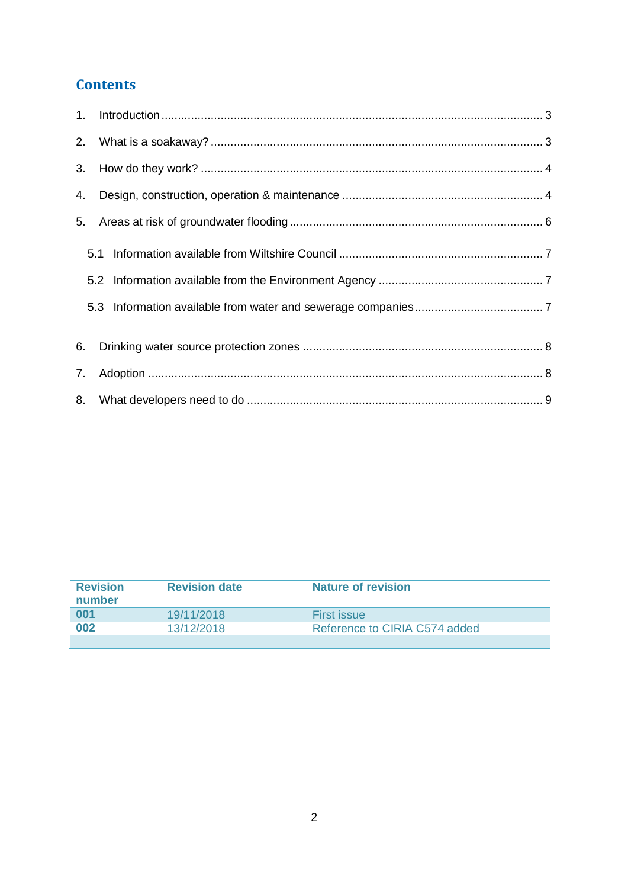## Contents

1. Introduction ..... 3
2. What is a soakaway? ..... 3
3. How do they work? ..... 4
4. Design, construction, operation & maintenance ..... 4
5. Areas at risk of groundwater flooding ..... 6
   - 5.1 Information available from Wiltshire Council ..... 7
   - 5.2 Information available from the Environment Agency ..... 7
   - 5.3 Information available from water and sewerage companies ..... 7
6. Drinking water source protection zones ..... 8
7. Adoption ..... 8
8. What developers need to do ..... 9

| Revision number | Revision date | Nature of revision |
|---|---|---|
| **001** | 19/11/2018 | First issue |
| **002** | 13/12/2018 | Reference to CIRIA C574 added |
| | | |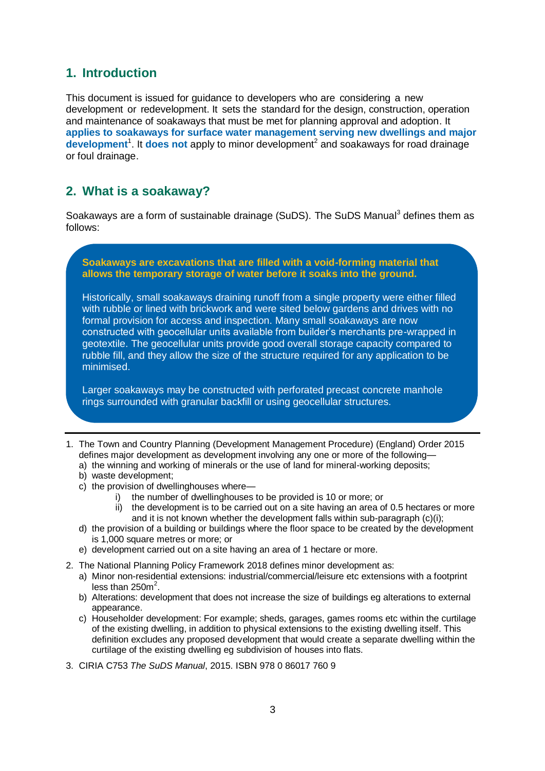## 1. Introduction

This document is issued for guidance to developers who are considering a new development or redevelopment. It sets the standard for the design, construction, operation and maintenance of soakaways that must be met for planning approval and adoption. It **applies to soakaways for surface water management serving new dwellings and major development**[1]. It **does not** apply to minor development[2] and soakaways for road drainage or foul drainage.

## 2. What is a soakaway?

Soakaways are a form of sustainable drainage (SuDS). The SuDS Manual[3] defines them as follows:

> **Soakaways are excavations that are filled with a void-forming material that allows the temporary storage of water before it soaks into the ground.**
>
> Historically, small soakaways draining runoff from a single property were either filled with rubble or lined with brickwork and were sited below gardens and drives with no formal provision for access and inspection. Many small soakaways are now constructed with geocellular units available from builder's merchants pre-wrapped in geotextile. The geocellular units provide good overall storage capacity compared to rubble fill, and they allow the size of the structure required for any application to be minimised.
>
> Larger soakaways may be constructed with perforated precast concrete manhole rings surrounded with granular backfill or using geocellular structures.

---

1. The Town and Country Planning (Development Management Procedure) (England) Order 2015 defines major development as development involving any one or more of the following—
   a) the winning and working of minerals or the use of land for mineral-working deposits;
   b) waste development;
   c) the provision of dwellinghouses where—
      i) the number of dwellinghouses to be provided is 10 or more; or
      ii) the development is to be carried out on a site having an area of 0.5 hectares or more and it is not known whether the development falls within sub-paragraph (c)(i);
   d) the provision of a building or buildings where the floor space to be created by the development is 1,000 square metres or more; or
   e) development carried out on a site having an area of 1 hectare or more.
2. The National Planning Policy Framework 2018 defines minor development as:
   a) Minor non-residential extensions: industrial/commercial/leisure etc extensions with a footprint less than 250m$^2$.
   b) Alterations: development that does not increase the size of buildings eg alterations to external appearance.
   c) Householder development: For example; sheds, garages, games rooms etc within the curtilage of the existing dwelling, in addition to physical extensions to the existing dwelling itself. This definition excludes any proposed development that would create a separate dwelling within the curtilage of the existing dwelling eg subdivision of houses into flats.
3. CIRIA C753 *The SuDS Manual*, 2015. ISBN 978 0 86017 760 9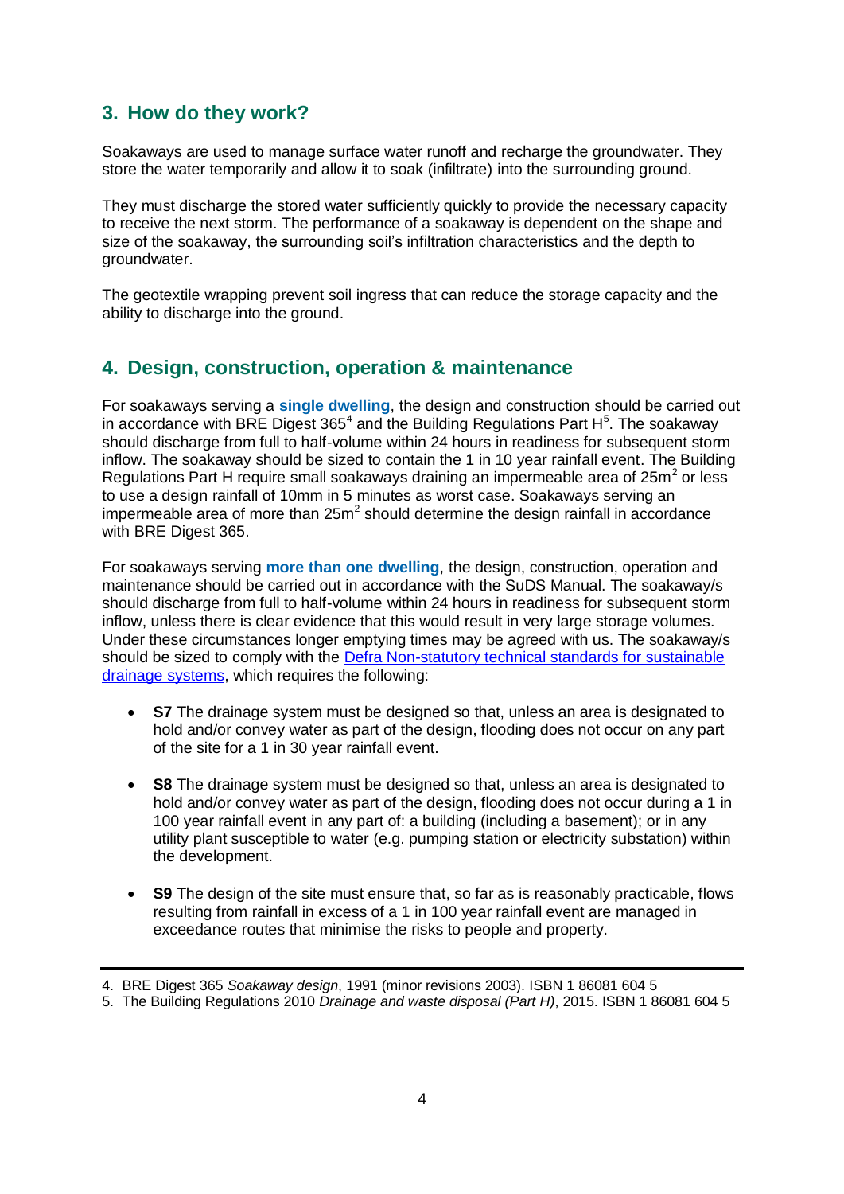## 3. How do they work?

Soakaways are used to manage surface water runoff and recharge the groundwater. They store the water temporarily and allow it to soak (infiltrate) into the surrounding ground.

They must discharge the stored water sufficiently quickly to provide the necessary capacity to receive the next storm. The performance of a soakaway is dependent on the shape and size of the soakaway, the surrounding soil's infiltration characteristics and the depth to groundwater.

The geotextile wrapping prevent soil ingress that can reduce the storage capacity and the ability to discharge into the ground.

## 4. Design, construction, operation & maintenance

For soakaways serving a **single dwelling**, the design and construction should be carried out in accordance with BRE Digest 365[4] and the Building Regulations Part H[5]. The soakaway should discharge from full to half-volume within 24 hours in readiness for subsequent storm inflow. The soakaway should be sized to contain the 1 in 10 year rainfall event. The Building Regulations Part H require small soakaways draining an impermeable area of 25m$^2$ or less to use a design rainfall of 10mm in 5 minutes as worst case. Soakaways serving an impermeable area of more than 25m$^2$ should determine the design rainfall in accordance with BRE Digest 365.

For soakaways serving **more than one dwelling**, the design, construction, operation and maintenance should be carried out in accordance with the SuDS Manual. The soakaway/s should discharge from full to half-volume within 24 hours in readiness for subsequent storm inflow, unless there is clear evidence that this would result in very large storage volumes. Under these circumstances longer emptying times may be agreed with us. The soakaway/s should be sized to comply with the Defra Non-statutory technical standards for sustainable drainage systems, which requires the following:

- **S7** The drainage system must be designed so that, unless an area is designated to hold and/or convey water as part of the design, flooding does not occur on any part of the site for a 1 in 30 year rainfall event.

- **S8** The drainage system must be designed so that, unless an area is designated to hold and/or convey water as part of the design, flooding does not occur during a 1 in 100 year rainfall event in any part of: a building (including a basement); or in any utility plant susceptible to water (e.g. pumping station or electricity substation) within the development.

- **S9** The design of the site must ensure that, so far as is reasonably practicable, flows resulting from rainfall in excess of a 1 in 100 year rainfall event are managed in exceedance routes that minimise the risks to people and property.

---

4. BRE Digest 365 *Soakaway design*, 1991 (minor revisions 2003). ISBN 1 86081 604 5
5. The Building Regulations 2010 *Drainage and waste disposal (Part H)*, 2015. ISBN 1 86081 604 5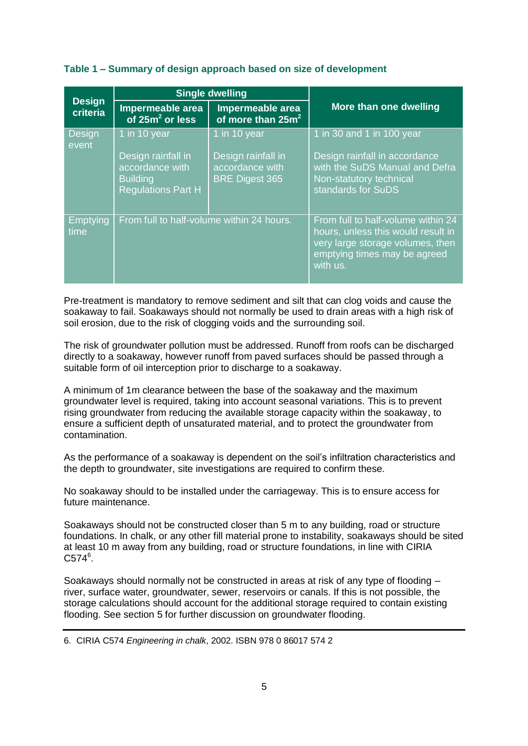**Table 1 – Summary of design approach based on size of development**

| Design criteria | Single dwelling | | More than one dwelling |
|---|---|---|---|
| | Impermeable area of 25m$^2$ or less | Impermeable area of more than 25m$^2$ | |
| Design event | 1 in 10 year<br><br>Design rainfall in accordance with Building Regulations Part H | 1 in 10 year<br><br>Design rainfall in accordance with BRE Digest 365 | 1 in 30 and 1 in 100 year<br><br>Design rainfall in accordance with the SuDS Manual and Defra Non-statutory technical standards for SuDS |
| Emptying time | From full to half-volume within 24 hours. | | From full to half-volume within 24 hours, unless this would result in very large storage volumes, then emptying times may be agreed with us. |

Pre-treatment is mandatory to remove sediment and silt that can clog voids and cause the soakaway to fail. Soakaways should not normally be used to drain areas with a high risk of soil erosion, due to the risk of clogging voids and the surrounding soil.

The risk of groundwater pollution must be addressed. Runoff from roofs can be discharged directly to a soakaway, however runoff from paved surfaces should be passed through a suitable form of oil interception prior to discharge to a soakaway.

A minimum of 1m clearance between the base of the soakaway and the maximum groundwater level is required, taking into account seasonal variations. This is to prevent rising groundwater from reducing the available storage capacity within the soakaway, to ensure a sufficient depth of unsaturated material, and to protect the groundwater from contamination.

As the performance of a soakaway is dependent on the soil's infiltration characteristics and the depth to groundwater, site investigations are required to confirm these.

No soakaway should to be installed under the carriageway. This is to ensure access for future maintenance.

Soakaways should not be constructed closer than 5 m to any building, road or structure foundations. In chalk, or any other fill material prone to instability, soakaways should be sited at least 10 m away from any building, road or structure foundations, in line with CIRIA C574[6].

Soakaways should normally not be constructed in areas at risk of any type of flooding – river, surface water, groundwater, sewer, reservoirs or canals. If this is not possible, the storage calculations should account for the additional storage required to contain existing flooding. See section 5 for further discussion on groundwater flooding.

---

6. CIRIA C574 *Engineering in chalk*, 2002. ISBN 978 0 86017 574 2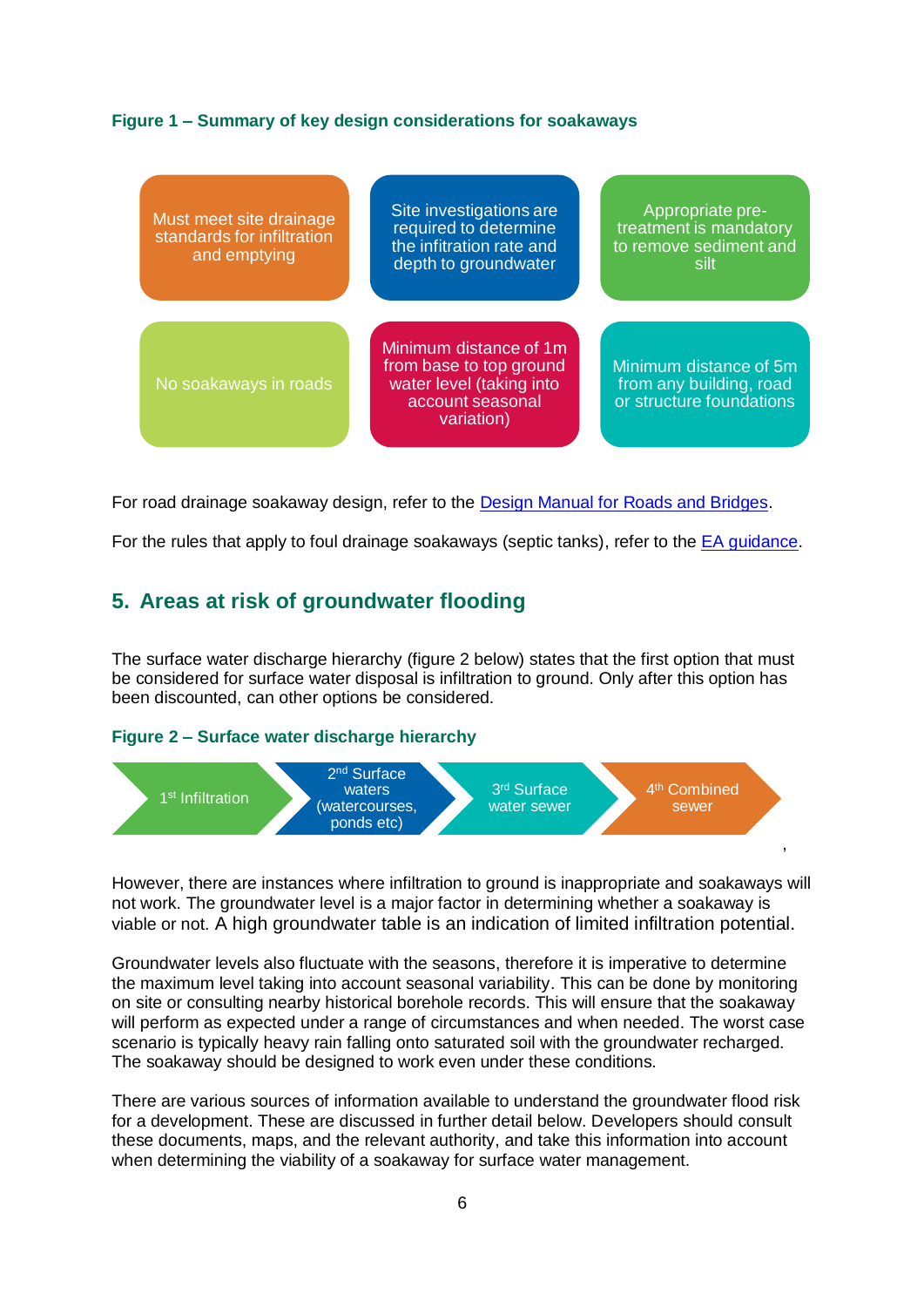**Figure 1 – Summary of key design considerations for soakaways**

- Must meet site drainage standards for infiltration and emptying
- Site investigations are required to determine the infitration rate and depth to groundwater
- Appropriate pre-treatment is mandatory to remove sediment and silt
- No soakaways in roads
- Minimum distance of 1m from base to top ground water level (taking into account seasonal variation)
- Minimum distance of 5m from any building, road or structure foundations

For road drainage soakaway design, refer to the [Design Manual for Roads and Bridges](Design Manual for Roads and Bridges).

For the rules that apply to foul drainage soakaways (septic tanks), refer to the [EA guidance](EA guidance).

## 5. Areas at risk of groundwater flooding

The surface water discharge hierarchy (figure 2 below) states that the first option that must be considered for surface water disposal is infiltration to ground. Only after this option has been discounted, can other options be considered.

**Figure 2 – Surface water discharge hierarchy**

1st Infiltration → 2nd Surface waters (watercourses, ponds etc) → 3rd Surface water sewer → 4th Combined sewer

However, there are instances where infiltration to ground is inappropriate and soakaways will not work. The groundwater level is a major factor in determining whether a soakaway is viable or not. A high groundwater table is an indication of limited infiltration potential.

Groundwater levels also fluctuate with the seasons, therefore it is imperative to determine the maximum level taking into account seasonal variability. This can be done by monitoring on site or consulting nearby historical borehole records. This will ensure that the soakaway will perform as expected under a range of circumstances and when needed. The worst case scenario is typically heavy rain falling onto saturated soil with the groundwater recharged. The soakaway should be designed to work even under these conditions.

There are various sources of information available to understand the groundwater flood risk for a development. These are discussed in further detail below. Developers should consult these documents, maps, and the relevant authority, and take this information into account when determining the viability of a soakaway for surface water management.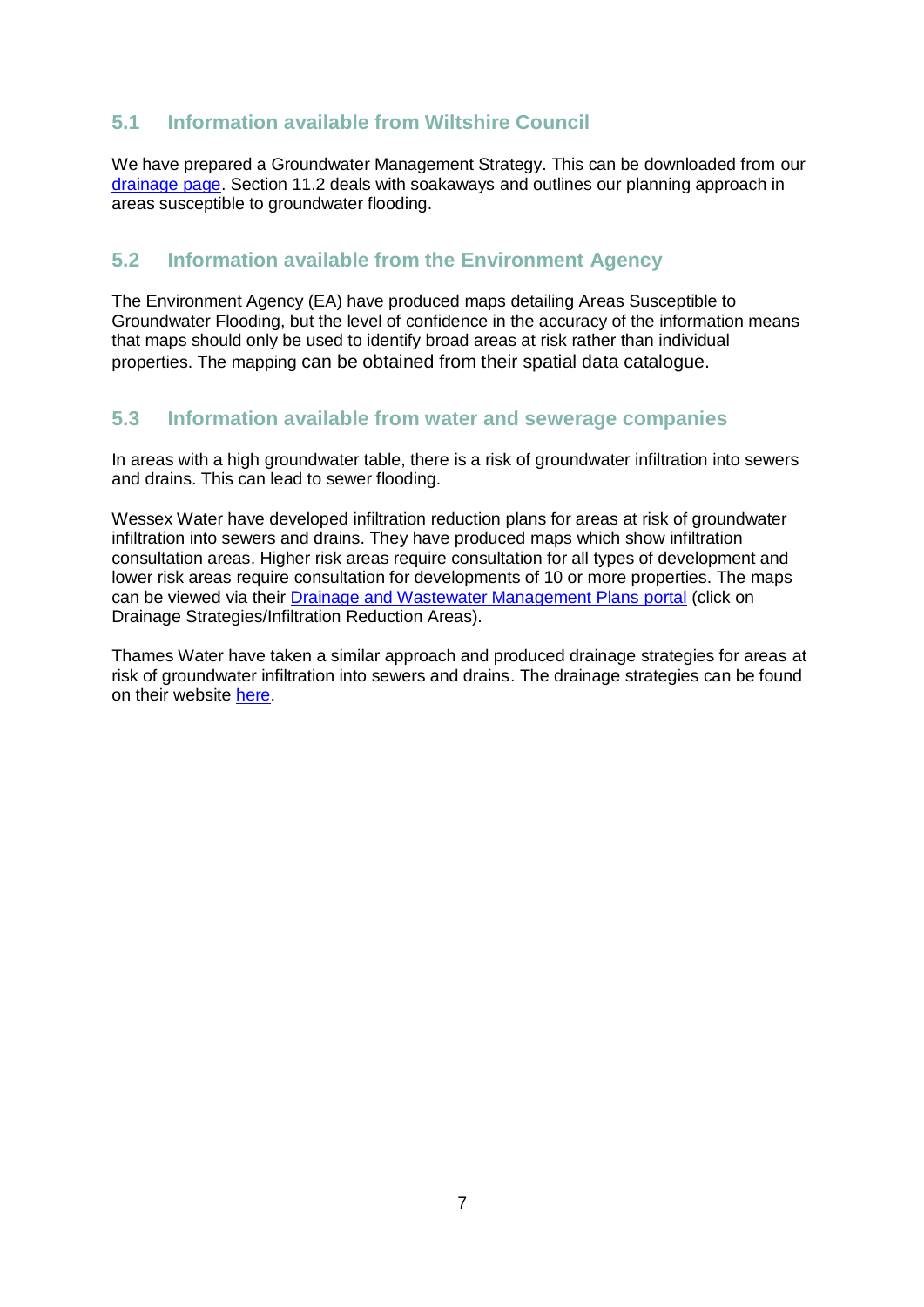## 5.1 Information available from Wiltshire Council

We have prepared a Groundwater Management Strategy. This can be downloaded from our drainage page. Section 11.2 deals with soakaways and outlines our planning approach in areas susceptible to groundwater flooding.

## 5.2 Information available from the Environment Agency

The Environment Agency (EA) have produced maps detailing Areas Susceptible to Groundwater Flooding, but the level of confidence in the accuracy of the information means that maps should only be used to identify broad areas at risk rather than individual properties. The mapping can be obtained from their spatial data catalogue.

## 5.3 Information available from water and sewerage companies

In areas with a high groundwater table, there is a risk of groundwater infiltration into sewers and drains. This can lead to sewer flooding.

Wessex Water have developed infiltration reduction plans for areas at risk of groundwater infiltration into sewers and drains. They have produced maps which show infiltration consultation areas. Higher risk areas require consultation for all types of development and lower risk areas require consultation for developments of 10 or more properties. The maps can be viewed via their Drainage and Wastewater Management Plans portal (click on Drainage Strategies/Infiltration Reduction Areas).

Thames Water have taken a similar approach and produced drainage strategies for areas at risk of groundwater infiltration into sewers and drains. The drainage strategies can be found on their website here.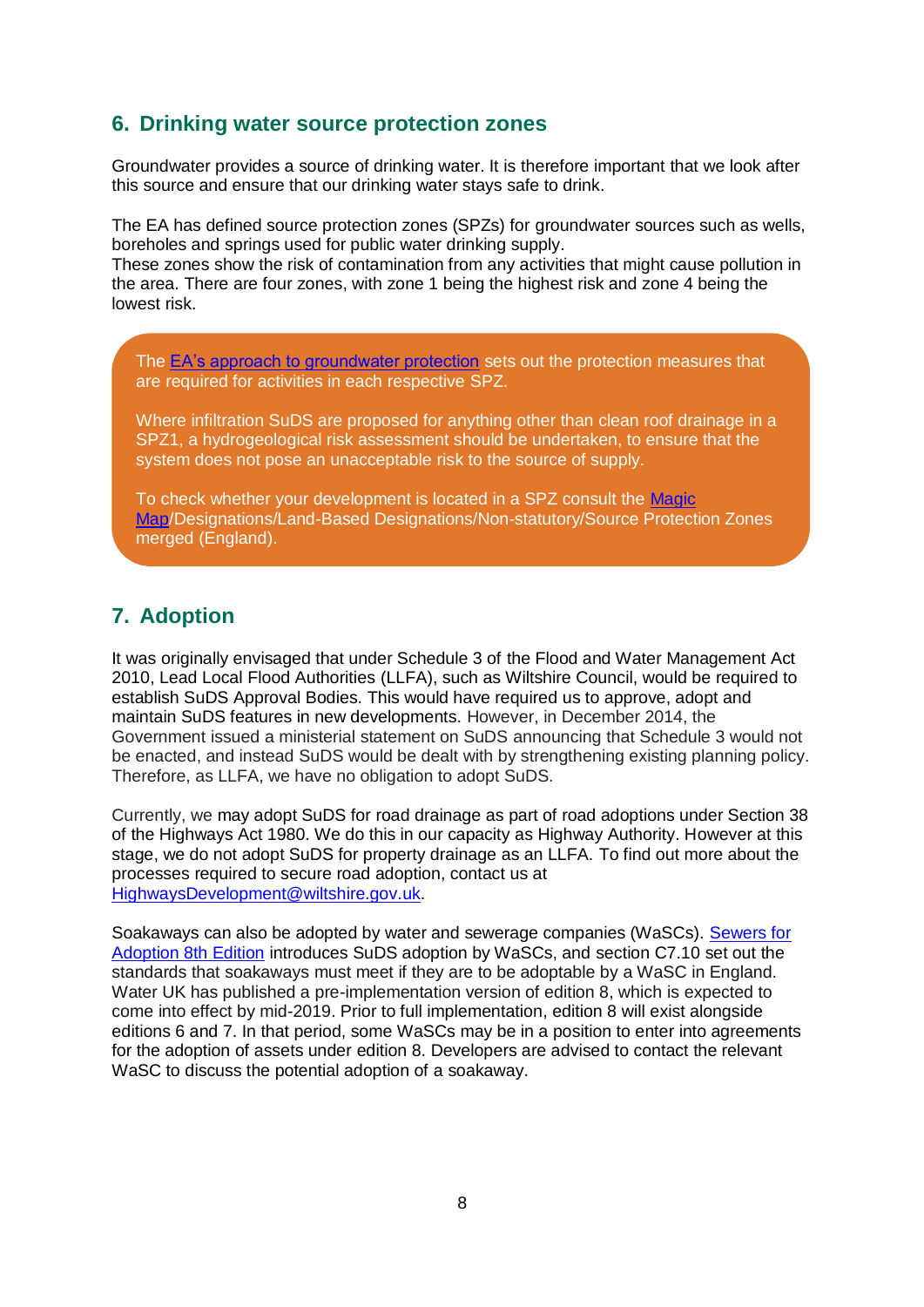## 6. Drinking water source protection zones

Groundwater provides a source of drinking water. It is therefore important that we look after this source and ensure that our drinking water stays safe to drink.

The EA has defined source protection zones (SPZs) for groundwater sources such as wells, boreholes and springs used for public water drinking supply.
These zones show the risk of contamination from any activities that might cause pollution in the area. There are four zones, with zone 1 being the highest risk and zone 4 being the lowest risk.

The EA's approach to groundwater protection sets out the protection measures that are required for activities in each respective SPZ.

Where infiltration SuDS are proposed for anything other than clean roof drainage in a SPZ1, a hydrogeological risk assessment should be undertaken, to ensure that the system does not pose an unacceptable risk to the source of supply.

To check whether your development is located in a SPZ consult the Magic Map/Designations/Land-Based Designations/Non-statutory/Source Protection Zones merged (England).

## 7. Adoption

It was originally envisaged that under Schedule 3 of the Flood and Water Management Act 2010, Lead Local Flood Authorities (LLFA), such as Wiltshire Council, would be required to establish SuDS Approval Bodies. This would have required us to approve, adopt and maintain SuDS features in new developments. However, in December 2014, the Government issued a ministerial statement on SuDS announcing that Schedule 3 would not be enacted, and instead SuDS would be dealt with by strengthening existing planning policy. Therefore, as LLFA, we have no obligation to adopt SuDS.

Currently, we may adopt SuDS for road drainage as part of road adoptions under Section 38 of the Highways Act 1980. We do this in our capacity as Highway Authority. However at this stage, we do not adopt SuDS for property drainage as an LLFA. To find out more about the processes required to secure road adoption, contact us at HighwaysDevelopment@wiltshire.gov.uk.

Soakaways can also be adopted by water and sewerage companies (WaSCs). Sewers for Adoption 8th Edition introduces SuDS adoption by WaSCs, and section C7.10 set out the standards that soakaways must meet if they are to be adoptable by a WaSC in England. Water UK has published a pre-implementation version of edition 8, which is expected to come into effect by mid-2019. Prior to full implementation, edition 8 will exist alongside editions 6 and 7. In that period, some WaSCs may be in a position to enter into agreements for the adoption of assets under edition 8. Developers are advised to contact the relevant WaSC to discuss the potential adoption of a soakaway.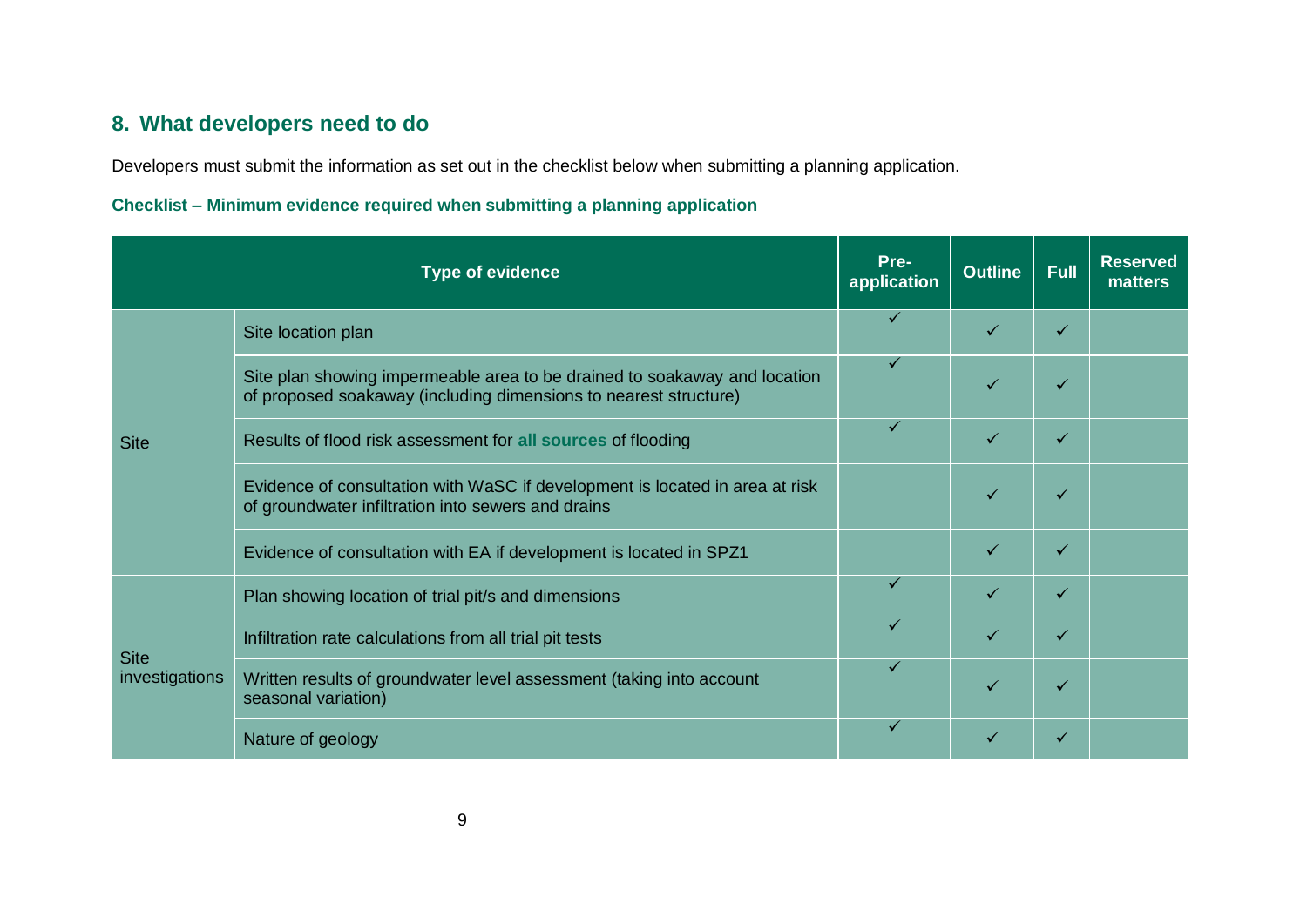## 8. What developers need to do

Developers must submit the information as set out in the checklist below when submitting a planning application.

### Checklist – Minimum evidence required when submitting a planning application

| Type of evidence | | Pre-application | Outline | Full | Reserved matters |
|---|---|---|---|---|---|
| Site | Site location plan | ✓ | ✓ | ✓ | |
| | Site plan showing impermeable area to be drained to soakaway and location of proposed soakaway (including dimensions to nearest structure) | ✓ | ✓ | ✓ | |
| | Results of flood risk assessment for **all sources** of flooding | ✓ | ✓ | ✓ | |
| | Evidence of consultation with WaSC if development is located in area at risk of groundwater infiltration into sewers and drains | | ✓ | ✓ | |
| | Evidence of consultation with EA if development is located in SPZ1 | | ✓ | ✓ | |
| Site investigations | Plan showing location of trial pit/s and dimensions | ✓ | ✓ | ✓ | |
| | Infiltration rate calculations from all trial pit tests | ✓ | ✓ | ✓ | |
| | Written results of groundwater level assessment (taking into account seasonal variation) | ✓ | ✓ | ✓ | |
| | Nature of geology | ✓ | ✓ | ✓ | |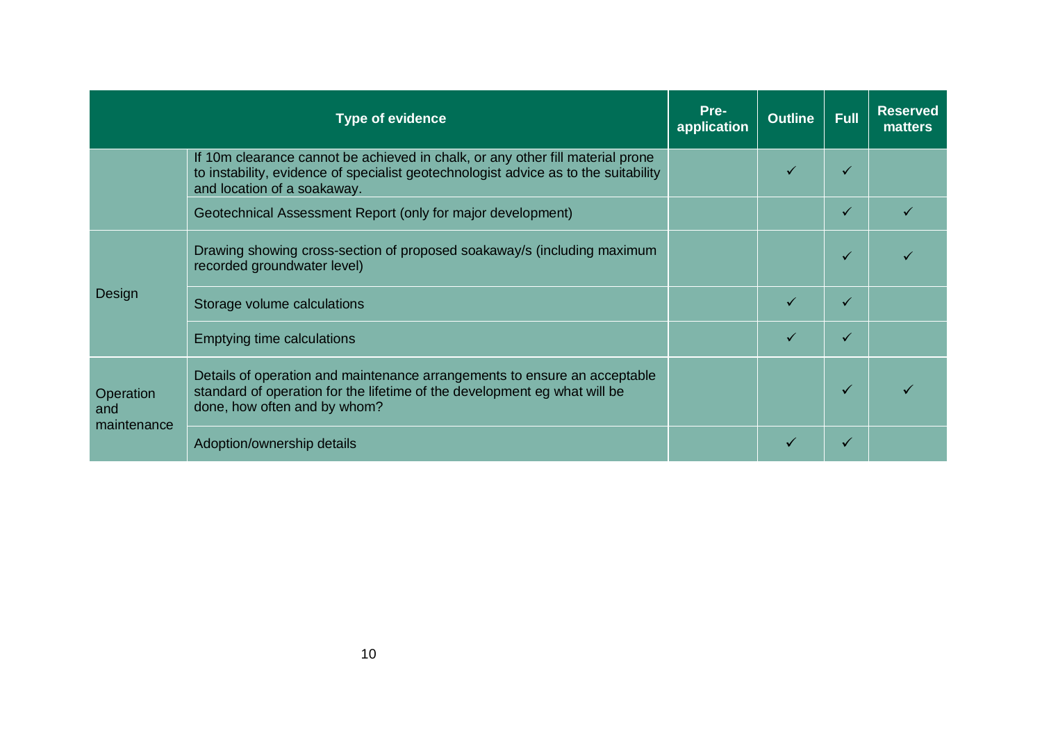| Type of evidence | | Pre-application | Outline | Full | Reserved matters |
|---|---|---|---|---|---|
| | If 10m clearance cannot be achieved in chalk, or any other fill material prone to instability, evidence of specialist geotechnologist advice as to the suitability and location of a soakaway. | | ✓ | ✓ | |
| | Geotechnical Assessment Report (only for major development) | | | ✓ | ✓ |
| Design | Drawing showing cross-section of proposed soakaway/s (including maximum recorded groundwater level) | | | ✓ | ✓ |
| | Storage volume calculations | | ✓ | ✓ | |
| | Emptying time calculations | | ✓ | ✓ | |
| Operation and maintenance | Details of operation and maintenance arrangements to ensure an acceptable standard of operation for the lifetime of the development eg what will be done, how often and by whom? | | | ✓ | ✓ |
| | Adoption/ownership details | | ✓ | ✓ | |